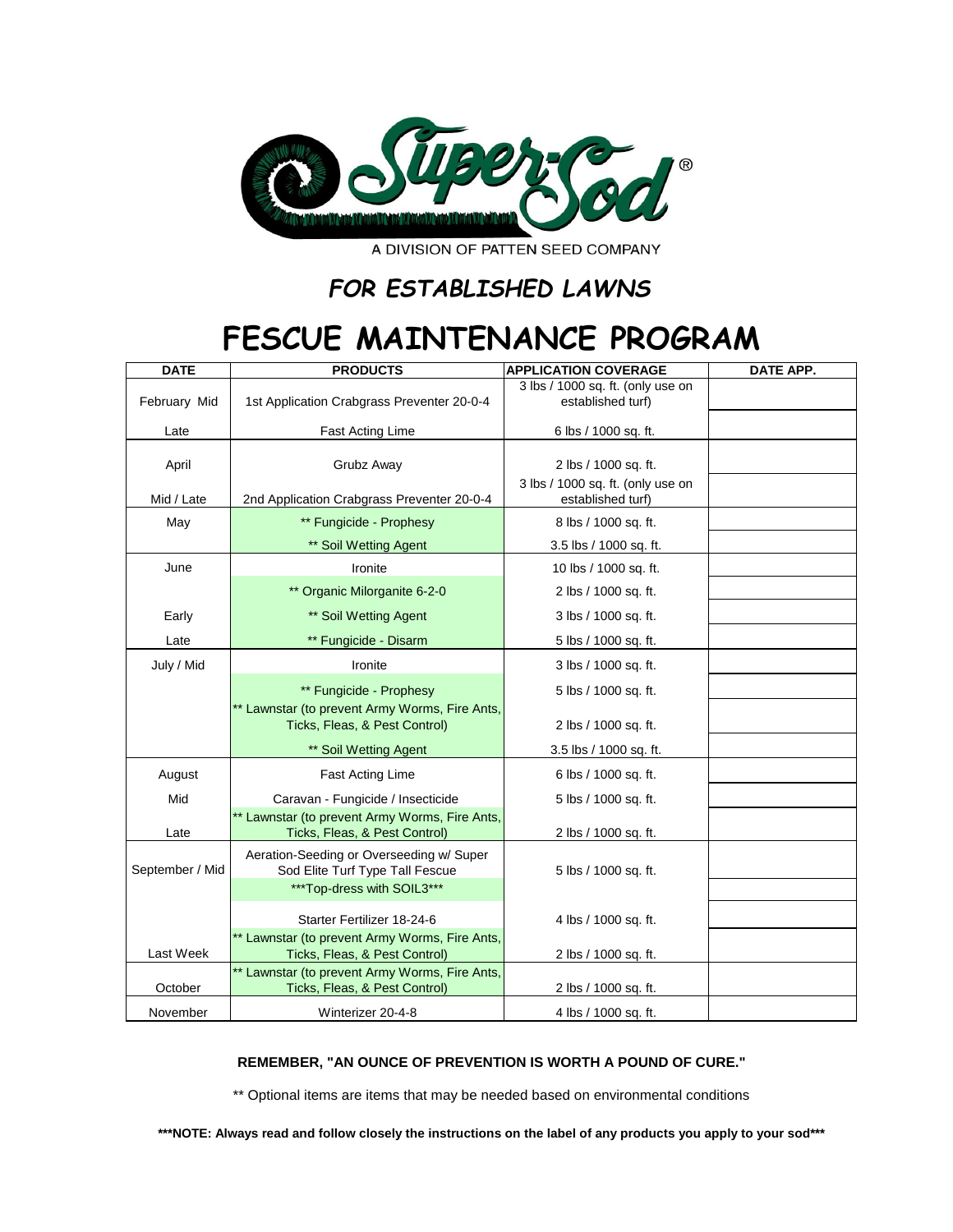Super-Sod®

A DIVISION OF PATTEN SEED COMPANY

## *FOR ESTABLISHED LAWNS*

# FESCUE MAINTENANCE PROGRAM

| DATE | PRODUCTS | APPLICATION COVERAGE | DATE APP. |
|---|---|---|---|
| February Mid | 1st Application Crabgrass Preventer 20-0-4 | 3 lbs / 1000 sq. ft. (only use on established turf) | |
| Late | Fast Acting Lime | 6 lbs / 1000 sq. ft. | |
| April | Grubz Away | 2 lbs / 1000 sq. ft. | |
| Mid / Late | 2nd Application Crabgrass Preventer 20-0-4 | 3 lbs / 1000 sq. ft. (only use on established turf) | |
| May | ** Fungicide - Prophesy | 8 lbs / 1000 sq. ft. | |
| | ** Soil Wetting Agent | 3.5 lbs / 1000 sq. ft. | |
| June | Ironite | 10 lbs / 1000 sq. ft. | |
| | ** Organic Milorganite 6-2-0 | 2 lbs / 1000 sq. ft. | |
| Early | ** Soil Wetting Agent | 3 lbs / 1000 sq. ft. | |
| Late | ** Fungicide - Disarm | 5 lbs / 1000 sq. ft. | |
| July / Mid | Ironite | 3 lbs / 1000 sq. ft. | |
| | ** Fungicide - Prophesy | 5 lbs / 1000 sq. ft. | |
| | ** Lawnstar (to prevent Army Worms, Fire Ants, Ticks, Fleas, & Pest Control) | 2 lbs / 1000 sq. ft. | |
| | ** Soil Wetting Agent | 3.5 lbs / 1000 sq. ft. | |
| August | Fast Acting Lime | 6 lbs / 1000 sq. ft. | |
| Mid | Caravan - Fungicide / Insecticide | 5 lbs / 1000 sq. ft. | |
| Late | ** Lawnstar (to prevent Army Worms, Fire Ants, Ticks, Fleas, & Pest Control) | 2 lbs / 1000 sq. ft. | |
| September / Mid | Aeration-Seeding or Overseeding w/ Super Sod Elite Turf Type Tall Fescue | 5 lbs / 1000 sq. ft. | |
| | ***Top-dress with SOIL3*** | | |
| | Starter Fertilizer 18-24-6 | 4 lbs / 1000 sq. ft. | |
| Last Week | ** Lawnstar (to prevent Army Worms, Fire Ants, Ticks, Fleas, & Pest Control) | 2 lbs / 1000 sq. ft. | |
| October | ** Lawnstar (to prevent Army Worms, Fire Ants, Ticks, Fleas, & Pest Control) | 2 lbs / 1000 sq. ft. | |
| November | Winterizer 20-4-8 | 4 lbs / 1000 sq. ft. | |

**REMEMBER, "AN OUNCE OF PREVENTION IS WORTH A POUND OF CURE."**

** Optional items are items that may be needed based on environmental conditions

**\*\*\*NOTE: Always read and follow closely the instructions on the label of any products you apply to your sod\*\*\***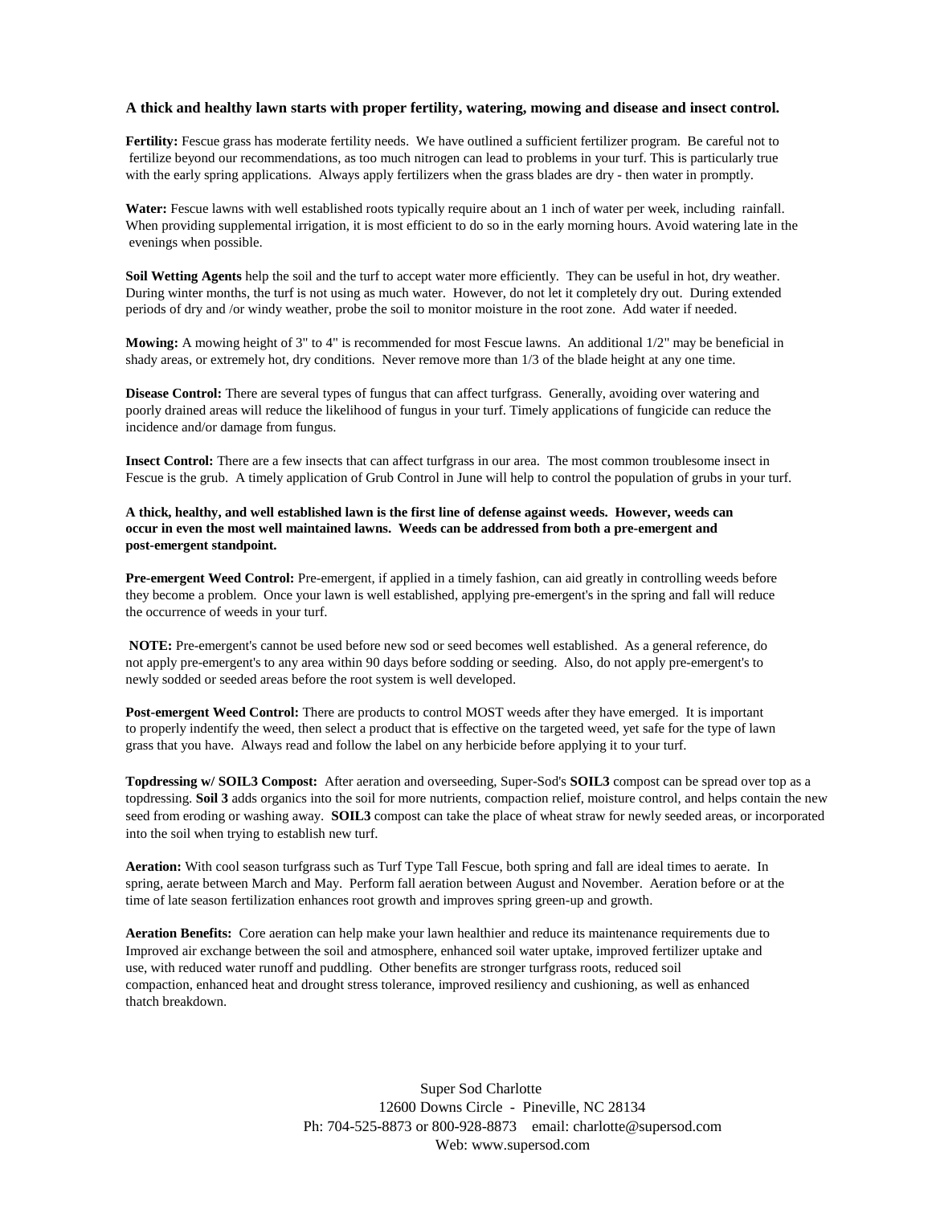**A thick and healthy lawn starts with proper fertility, watering, mowing and disease and insect control.**

**Fertility:** Fescue grass has moderate fertility needs. We have outlined a sufficient fertilizer program. Be careful not to fertilize beyond our recommendations, as too much nitrogen can lead to problems in your turf. This is particularly true with the early spring applications. Always apply fertilizers when the grass blades are dry - then water in promptly.

**Water:** Fescue lawns with well established roots typically require about an 1 inch of water per week, including rainfall. When providing supplemental irrigation, it is most efficient to do so in the early morning hours. Avoid watering late in the evenings when possible.

**Soil Wetting Agents** help the soil and the turf to accept water more efficiently. They can be useful in hot, dry weather. During winter months, the turf is not using as much water. However, do not let it completely dry out. During extended periods of dry and /or windy weather, probe the soil to monitor moisture in the root zone. Add water if needed.

**Mowing:** A mowing height of 3" to 4" is recommended for most Fescue lawns. An additional 1/2" may be beneficial in shady areas, or extremely hot, dry conditions. Never remove more than 1/3 of the blade height at any one time.

**Disease Control:** There are several types of fungus that can affect turfgrass. Generally, avoiding over watering and poorly drained areas will reduce the likelihood of fungus in your turf. Timely applications of fungicide can reduce the incidence and/or damage from fungus.

**Insect Control:** There are a few insects that can affect turfgrass in our area. The most common troublesome insect in Fescue is the grub. A timely application of Grub Control in June will help to control the population of grubs in your turf.

**A thick, healthy, and well established lawn is the first line of defense against weeds. However, weeds can occur in even the most well maintained lawns. Weeds can be addressed from both a pre-emergent and post-emergent standpoint.**

**Pre-emergent Weed Control:** Pre-emergent, if applied in a timely fashion, can aid greatly in controlling weeds before they become a problem. Once your lawn is well established, applying pre-emergent's in the spring and fall will reduce the occurrence of weeds in your turf.

**NOTE:** Pre-emergent's cannot be used before new sod or seed becomes well established. As a general reference, do not apply pre-emergent's to any area within 90 days before sodding or seeding. Also, do not apply pre-emergent's to newly sodded or seeded areas before the root system is well developed.

**Post-emergent Weed Control:** There are products to control MOST weeds after they have emerged. It is important to properly indentify the weed, then select a product that is effective on the targeted weed, yet safe for the type of lawn grass that you have. Always read and follow the label on any herbicide before applying it to your turf.

**Topdressing w/ SOIL3 Compost:** After aeration and overseeding, Super-Sod's **SOIL3** compost can be spread over top as a topdressing. **Soil 3** adds organics into the soil for more nutrients, compaction relief, moisture control, and helps contain the new seed from eroding or washing away. **SOIL3** compost can take the place of wheat straw for newly seeded areas, or incorporated into the soil when trying to establish new turf.

**Aeration:** With cool season turfgrass such as Turf Type Tall Fescue, both spring and fall are ideal times to aerate. In spring, aerate between March and May. Perform fall aeration between August and November. Aeration before or at the time of late season fertilization enhances root growth and improves spring green-up and growth.

**Aeration Benefits:** Core aeration can help make your lawn healthier and reduce its maintenance requirements due to Improved air exchange between the soil and atmosphere, enhanced soil water uptake, improved fertilizer uptake and use, with reduced water runoff and puddling. Other benefits are stronger turfgrass roots, reduced soil compaction, enhanced heat and drought stress tolerance, improved resiliency and cushioning, as well as enhanced thatch breakdown.

Super Sod Charlotte
12600 Downs Circle - Pineville, NC 28134
Ph: 704-525-8873 or 800-928-8873 email: charlotte@supersod.com
Web: www.supersod.com